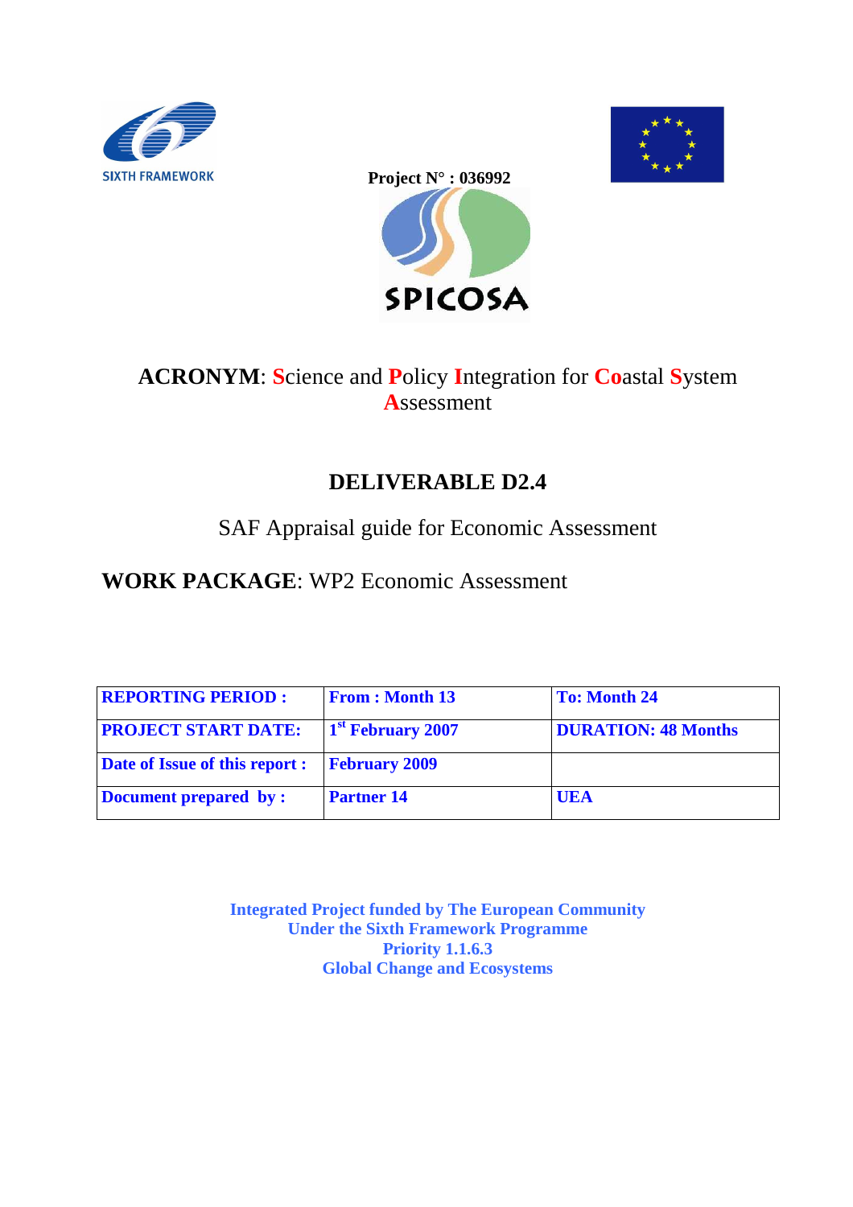SIXTH FRAMEWORK

**Project N° : 036992**

SPICOSA

**ACRONYM**: **S**cience and **P**olicy **I**ntegration for **Co**astal **S**ystem **A**ssessment

## DELIVERABLE D2.4

SAF Appraisal guide for Economic Assessment

**WORK PACKAGE**: WP2 Economic Assessment

| **REPORTING PERIOD :** | **From : Month 13** | **To: Month 24** |
|---|---|---|
| **PROJECT START DATE:** | **1st February 2007** | **DURATION: 48 Months** |
| **Date of Issue of this report :** | **February 2009** | |
| **Document prepared by :** | **Partner 14** | **UEA** |

**Integrated Project funded by The European Community**
**Under the Sixth Framework Programme**
**Priority 1.1.6.3**
**Global Change and Ecosystems**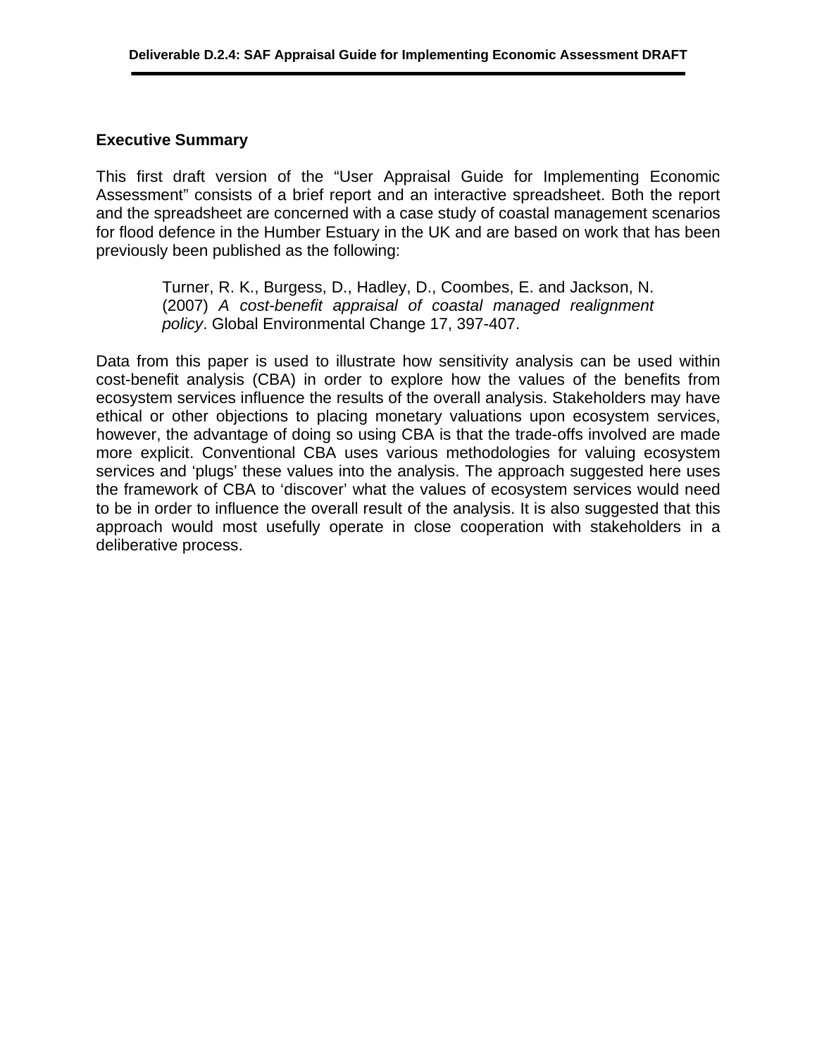## Executive Summary

This first draft version of the "User Appraisal Guide for Implementing Economic Assessment" consists of a brief report and an interactive spreadsheet. Both the report and the spreadsheet are concerned with a case study of coastal management scenarios for flood defence in the Humber Estuary in the UK and are based on work that has been previously been published as the following:

> Turner, R. K., Burgess, D., Hadley, D., Coombes, E. and Jackson, N. (2007) *A cost-benefit appraisal of coastal managed realignment policy*. Global Environmental Change 17, 397-407.

Data from this paper is used to illustrate how sensitivity analysis can be used within cost-benefit analysis (CBA) in order to explore how the values of the benefits from ecosystem services influence the results of the overall analysis. Stakeholders may have ethical or other objections to placing monetary valuations upon ecosystem services, however, the advantage of doing so using CBA is that the trade-offs involved are made more explicit. Conventional CBA uses various methodologies for valuing ecosystem services and 'plugs' these values into the analysis. The approach suggested here uses the framework of CBA to 'discover' what the values of ecosystem services would need to be in order to influence the overall result of the analysis. It is also suggested that this approach would most usefully operate in close cooperation with stakeholders in a deliberative process.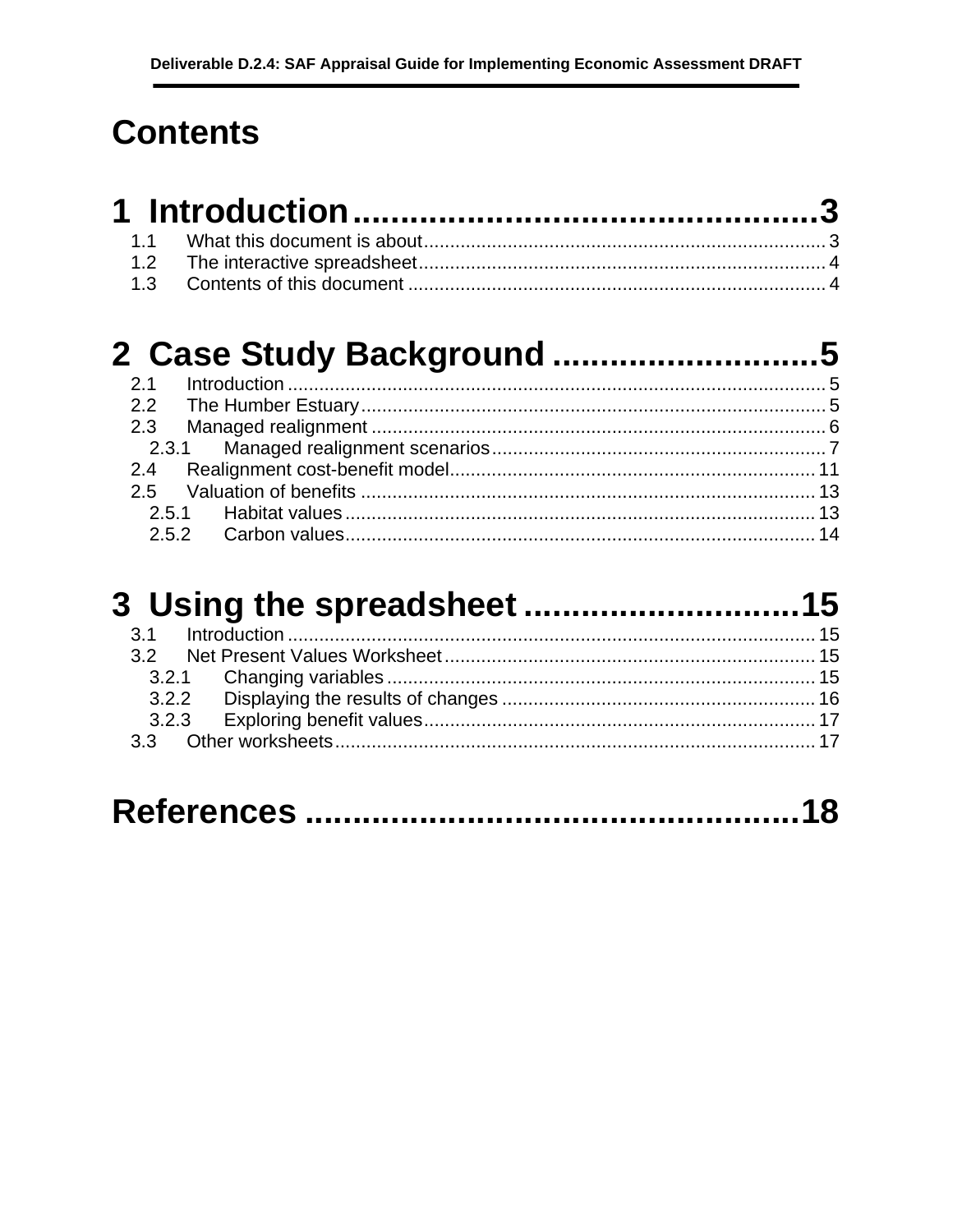# Contents

**1 Introduction .................................................3**

1.1 What this document is about ........................................................................... 3
1.2 The interactive spreadsheet ............................................................................ 4
1.3 Contents of this document ............................................................................... 4

**2 Case Study Background ............................5**

2.1 Introduction ...................................................................................................... 5
2.2 The Humber Estuary ........................................................................................ 5
2.3 Managed realignment ...................................................................................... 6
2.3.1 Managed realignment scenarios ............................................................... 7
2.4 Realignment cost-benefit model ..................................................................... 11
2.5 Valuation of benefits ...................................................................................... 13
2.5.1 Habitat values ......................................................................................... 13
2.5.2 Carbon values ......................................................................................... 14

**3 Using the spreadsheet .............................15**

3.1 Introduction .................................................................................................... 15
3.2 Net Present Values Worksheet ...................................................................... 15
3.2.1 Changing variables ................................................................................. 15
3.2.2 Displaying the results of changes ........................................................... 16
3.2.3 Exploring benefit values .......................................................................... 17
3.3 Other worksheets ........................................................................................... 17

**References ....................................................18**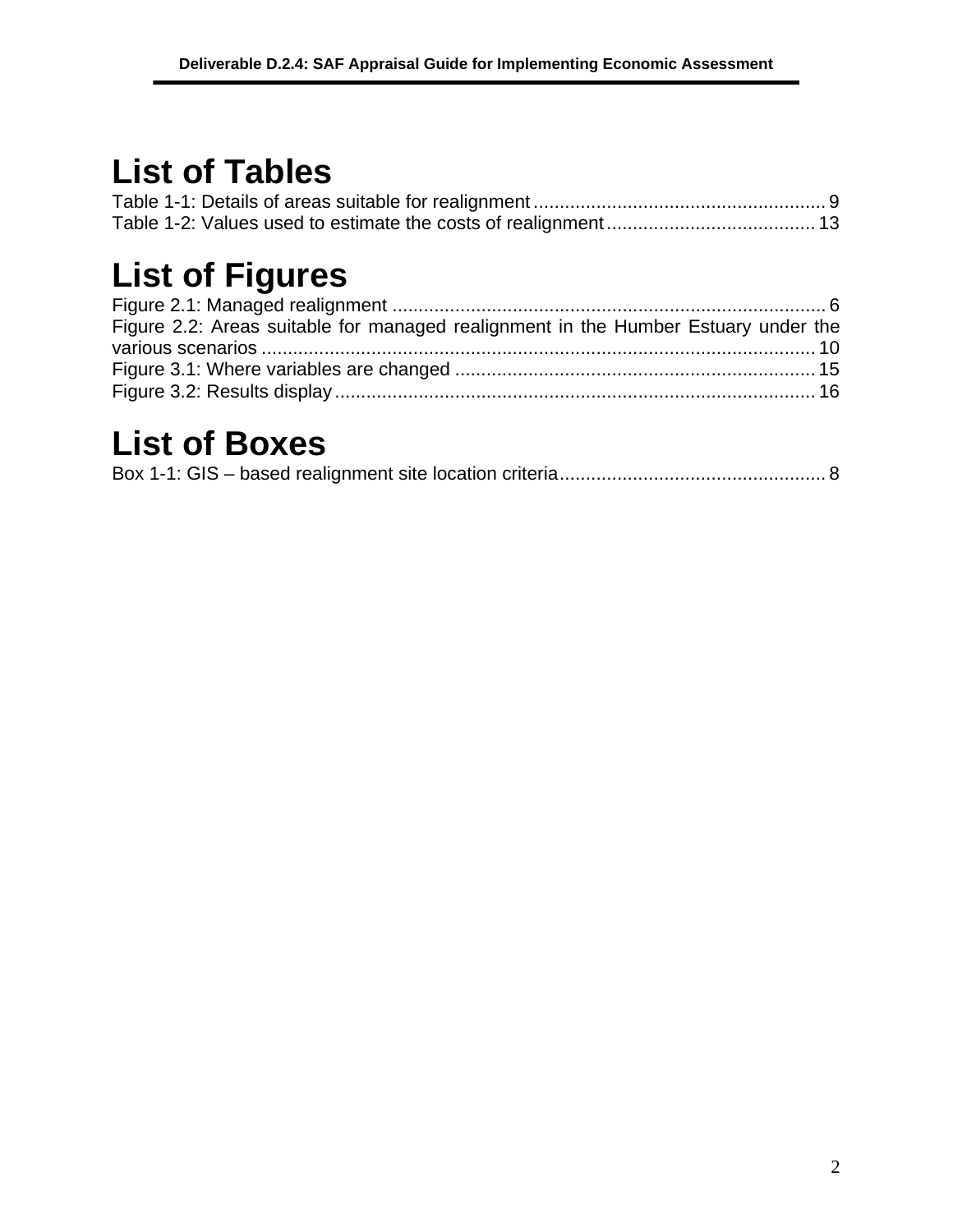# List of Tables

Table 1-1: Details of areas suitable for realignment ........................................................ 9
Table 1-2: Values used to estimate the costs of realignment ........................................ 13

# List of Figures

Figure 2.1: Managed realignment ................................................................................... 6
Figure 2.2: Areas suitable for managed realignment in the Humber Estuary under the various scenarios ......................................................................................................... 10
Figure 3.1: Where variables are changed .................................................................... 15
Figure 3.2: Results display ........................................................................................... 16

# List of Boxes

Box 1-1: GIS – based realignment site location criteria ................................................... 8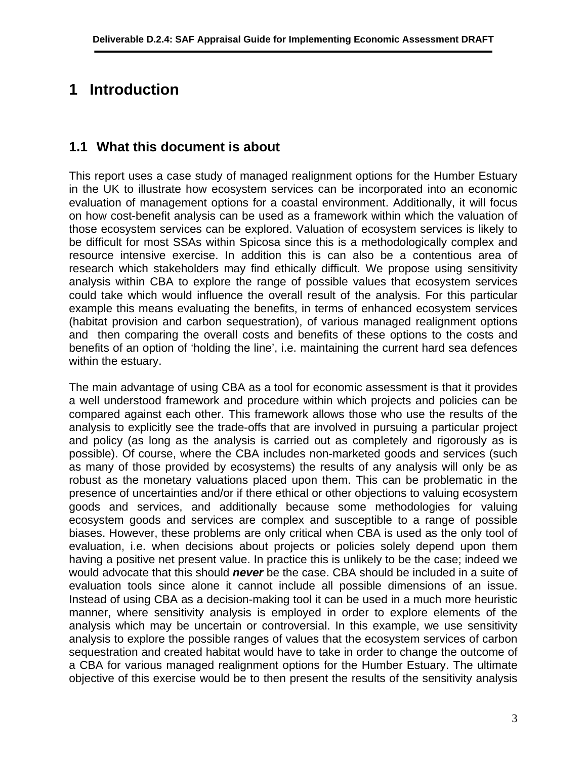# 1 Introduction

## 1.1 What this document is about

This report uses a case study of managed realignment options for the Humber Estuary in the UK to illustrate how ecosystem services can be incorporated into an economic evaluation of management options for a coastal environment. Additionally, it will focus on how cost-benefit analysis can be used as a framework within which the valuation of those ecosystem services can be explored. Valuation of ecosystem services is likely to be difficult for most SSAs within Spicosa since this is a methodologically complex and resource intensive exercise. In addition this is can also be a contentious area of research which stakeholders may find ethically difficult. We propose using sensitivity analysis within CBA to explore the range of possible values that ecosystem services could take which would influence the overall result of the analysis. For this particular example this means evaluating the benefits, in terms of enhanced ecosystem services (habitat provision and carbon sequestration), of various managed realignment options and then comparing the overall costs and benefits of these options to the costs and benefits of an option of 'holding the line', i.e. maintaining the current hard sea defences within the estuary.

The main advantage of using CBA as a tool for economic assessment is that it provides a well understood framework and procedure within which projects and policies can be compared against each other. This framework allows those who use the results of the analysis to explicitly see the trade-offs that are involved in pursuing a particular project and policy (as long as the analysis is carried out as completely and rigorously as is possible). Of course, where the CBA includes non-marketed goods and services (such as many of those provided by ecosystems) the results of any analysis will only be as robust as the monetary valuations placed upon them. This can be problematic in the presence of uncertainties and/or if there ethical or other objections to valuing ecosystem goods and services, and additionally because some methodologies for valuing ecosystem goods and services are complex and susceptible to a range of possible biases. However, these problems are only critical when CBA is used as the only tool of evaluation, i.e. when decisions about projects or policies solely depend upon them having a positive net present value. In practice this is unlikely to be the case; indeed we would advocate that this should ***never*** be the case. CBA should be included in a suite of evaluation tools since alone it cannot include all possible dimensions of an issue. Instead of using CBA as a decision-making tool it can be used in a much more heuristic manner, where sensitivity analysis is employed in order to explore elements of the analysis which may be uncertain or controversial. In this example, we use sensitivity analysis to explore the possible ranges of values that the ecosystem services of carbon sequestration and created habitat would have to take in order to change the outcome of a CBA for various managed realignment options for the Humber Estuary. The ultimate objective of this exercise would be to then present the results of the sensitivity analysis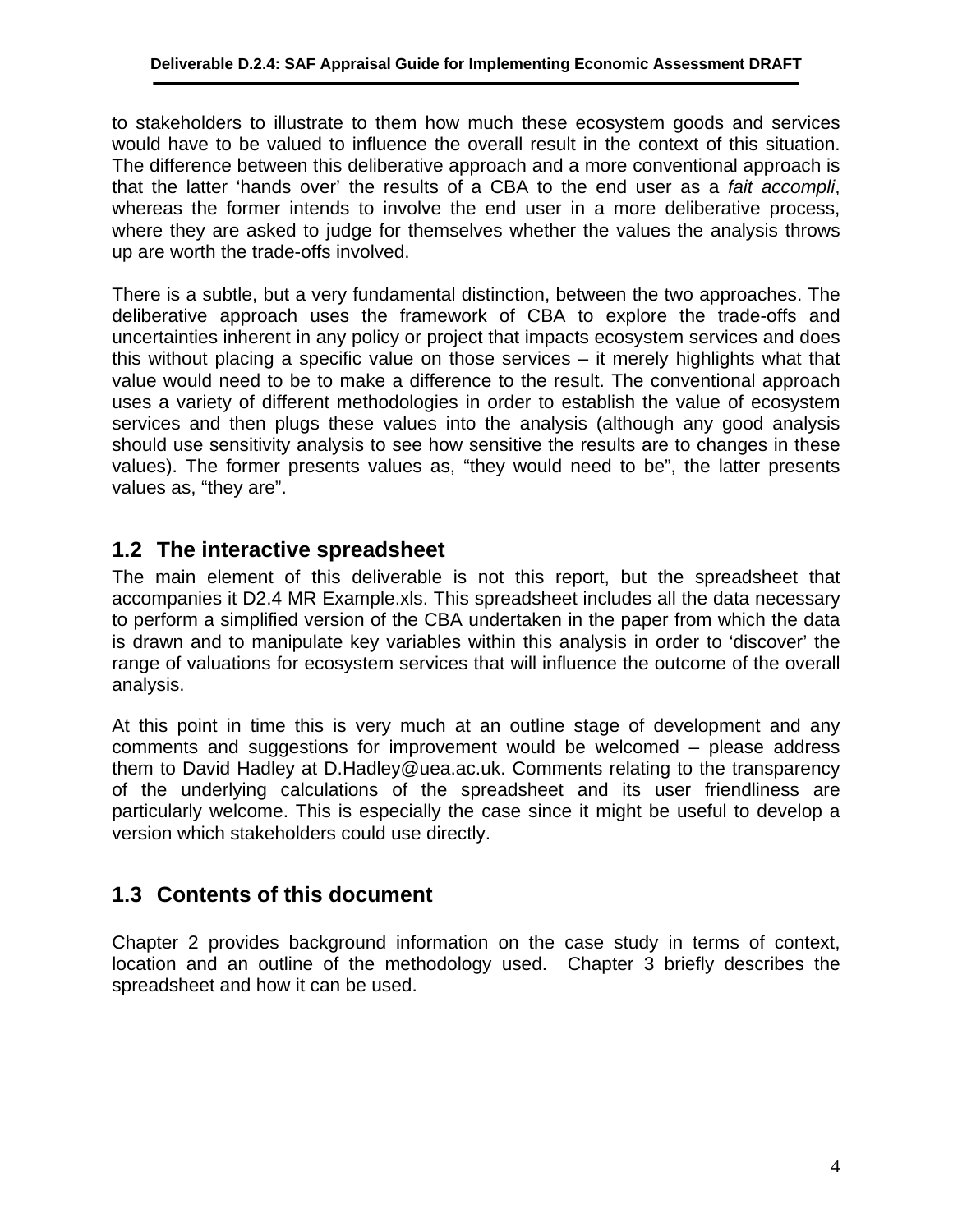to stakeholders to illustrate to them how much these ecosystem goods and services would have to be valued to influence the overall result in the context of this situation. The difference between this deliberative approach and a more conventional approach is that the latter 'hands over' the results of a CBA to the end user as a *fait accompli*, whereas the former intends to involve the end user in a more deliberative process, where they are asked to judge for themselves whether the values the analysis throws up are worth the trade-offs involved.

There is a subtle, but a very fundamental distinction, between the two approaches. The deliberative approach uses the framework of CBA to explore the trade-offs and uncertainties inherent in any policy or project that impacts ecosystem services and does this without placing a specific value on those services – it merely highlights what that value would need to be to make a difference to the result. The conventional approach uses a variety of different methodologies in order to establish the value of ecosystem services and then plugs these values into the analysis (although any good analysis should use sensitivity analysis to see how sensitive the results are to changes in these values). The former presents values as, "they would need to be", the latter presents values as, "they are".

## 1.2 The interactive spreadsheet

The main element of this deliverable is not this report, but the spreadsheet that accompanies it D2.4 MR Example.xls. This spreadsheet includes all the data necessary to perform a simplified version of the CBA undertaken in the paper from which the data is drawn and to manipulate key variables within this analysis in order to 'discover' the range of valuations for ecosystem services that will influence the outcome of the overall analysis.

At this point in time this is very much at an outline stage of development and any comments and suggestions for improvement would be welcomed – please address them to David Hadley at D.Hadley@uea.ac.uk. Comments relating to the transparency of the underlying calculations of the spreadsheet and its user friendliness are particularly welcome. This is especially the case since it might be useful to develop a version which stakeholders could use directly.

## 1.3 Contents of this document

Chapter 2 provides background information on the case study in terms of context, location and an outline of the methodology used. Chapter 3 briefly describes the spreadsheet and how it can be used.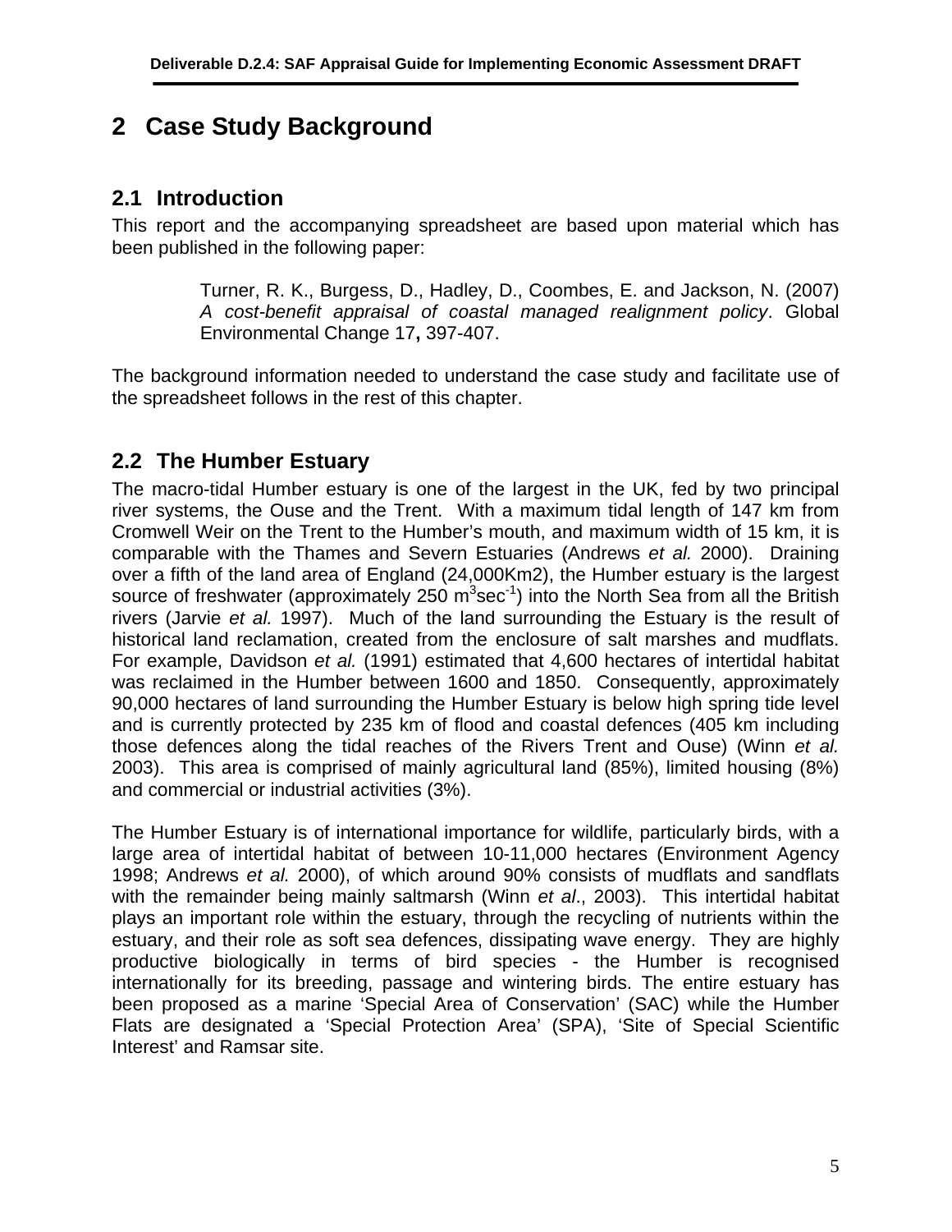# 2 Case Study Background

## 2.1 Introduction

This report and the accompanying spreadsheet are based upon material which has been published in the following paper:

> Turner, R. K., Burgess, D., Hadley, D., Coombes, E. and Jackson, N. (2007) *A cost-benefit appraisal of coastal managed realignment policy*. Global Environmental Change 17**,** 397-407.

The background information needed to understand the case study and facilitate use of the spreadsheet follows in the rest of this chapter.

## 2.2 The Humber Estuary

The macro-tidal Humber estuary is one of the largest in the UK, fed by two principal river systems, the Ouse and the Trent. With a maximum tidal length of 147 km from Cromwell Weir on the Trent to the Humber's mouth, and maximum width of 15 km, it is comparable with the Thames and Severn Estuaries (Andrews *et al.* 2000). Draining over a fifth of the land area of England (24,000Km2), the Humber estuary is the largest source of freshwater (approximately 250 $m^3sec^{-1}$) into the North Sea from all the British rivers (Jarvie *et al.* 1997). Much of the land surrounding the Estuary is the result of historical land reclamation, created from the enclosure of salt marshes and mudflats. For example, Davidson *et al.* (1991) estimated that 4,600 hectares of intertidal habitat was reclaimed in the Humber between 1600 and 1850. Consequently, approximately 90,000 hectares of land surrounding the Humber Estuary is below high spring tide level and is currently protected by 235 km of flood and coastal defences (405 km including those defences along the tidal reaches of the Rivers Trent and Ouse) (Winn *et al.* 2003). This area is comprised of mainly agricultural land (85%), limited housing (8%) and commercial or industrial activities (3%).

The Humber Estuary is of international importance for wildlife, particularly birds, with a large area of intertidal habitat of between 10-11,000 hectares (Environment Agency 1998; Andrews *et al.* 2000), of which around 90% consists of mudflats and sandflats with the remainder being mainly saltmarsh (Winn *et al*., 2003). This intertidal habitat plays an important role within the estuary, through the recycling of nutrients within the estuary, and their role as soft sea defences, dissipating wave energy. They are highly productive biologically in terms of bird species - the Humber is recognised internationally for its breeding, passage and wintering birds. The entire estuary has been proposed as a marine 'Special Area of Conservation' (SAC) while the Humber Flats are designated a 'Special Protection Area' (SPA), 'Site of Special Scientific Interest' and Ramsar site.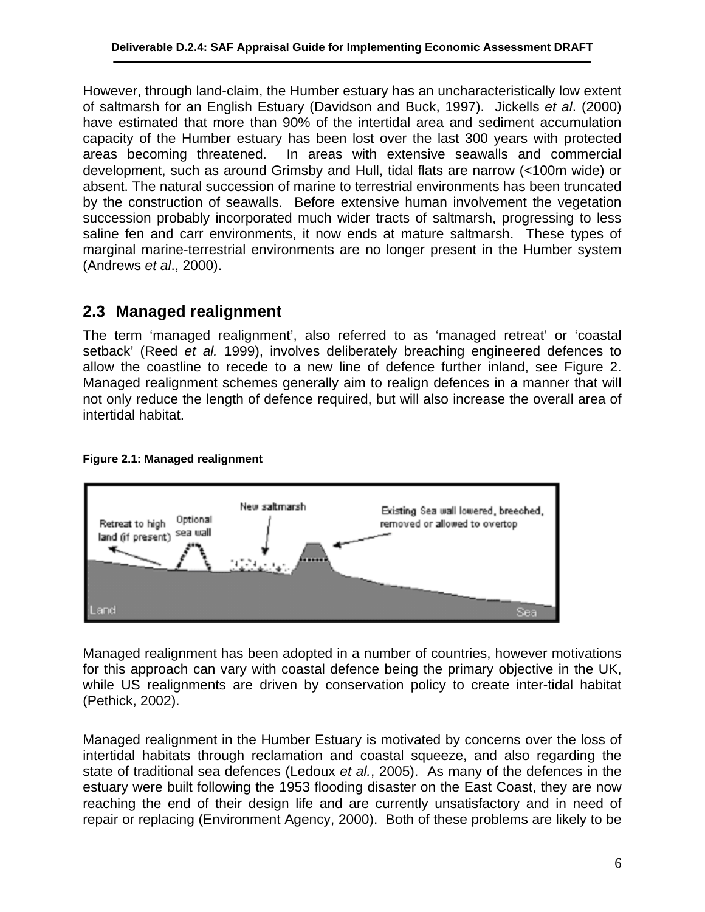However, through land-claim, the Humber estuary has an uncharacteristically low extent of saltmarsh for an English Estuary (Davidson and Buck, 1997). Jickells *et al*. (2000) have estimated that more than 90% of the intertidal area and sediment accumulation capacity of the Humber estuary has been lost over the last 300 years with protected areas becoming threatened. In areas with extensive seawalls and commercial development, such as around Grimsby and Hull, tidal flats are narrow (<100m wide) or absent. The natural succession of marine to terrestrial environments has been truncated by the construction of seawalls. Before extensive human involvement the vegetation succession probably incorporated much wider tracts of saltmarsh, progressing to less saline fen and carr environments, it now ends at mature saltmarsh. These types of marginal marine-terrestrial environments are no longer present in the Humber system (Andrews *et al*., 2000).

## 2.3 Managed realignment

The term 'managed realignment', also referred to as 'managed retreat' or 'coastal setback' (Reed *et al.* 1999), involves deliberately breaching engineered defences to allow the coastline to recede to a new line of defence further inland, see Figure 2. Managed realignment schemes generally aim to realign defences in a manner that will not only reduce the length of defence required, but will also increase the overall area of intertidal habitat.

**Figure 2.1: Managed realignment**

Managed realignment has been adopted in a number of countries, however motivations for this approach can vary with coastal defence being the primary objective in the UK, while US realignments are driven by conservation policy to create inter-tidal habitat (Pethick, 2002).

Managed realignment in the Humber Estuary is motivated by concerns over the loss of intertidal habitats through reclamation and coastal squeeze, and also regarding the state of traditional sea defences (Ledoux *et al.*, 2005). As many of the defences in the estuary were built following the 1953 flooding disaster on the East Coast, they are now reaching the end of their design life and are currently unsatisfactory and in need of repair or replacing (Environment Agency, 2000). Both of these problems are likely to be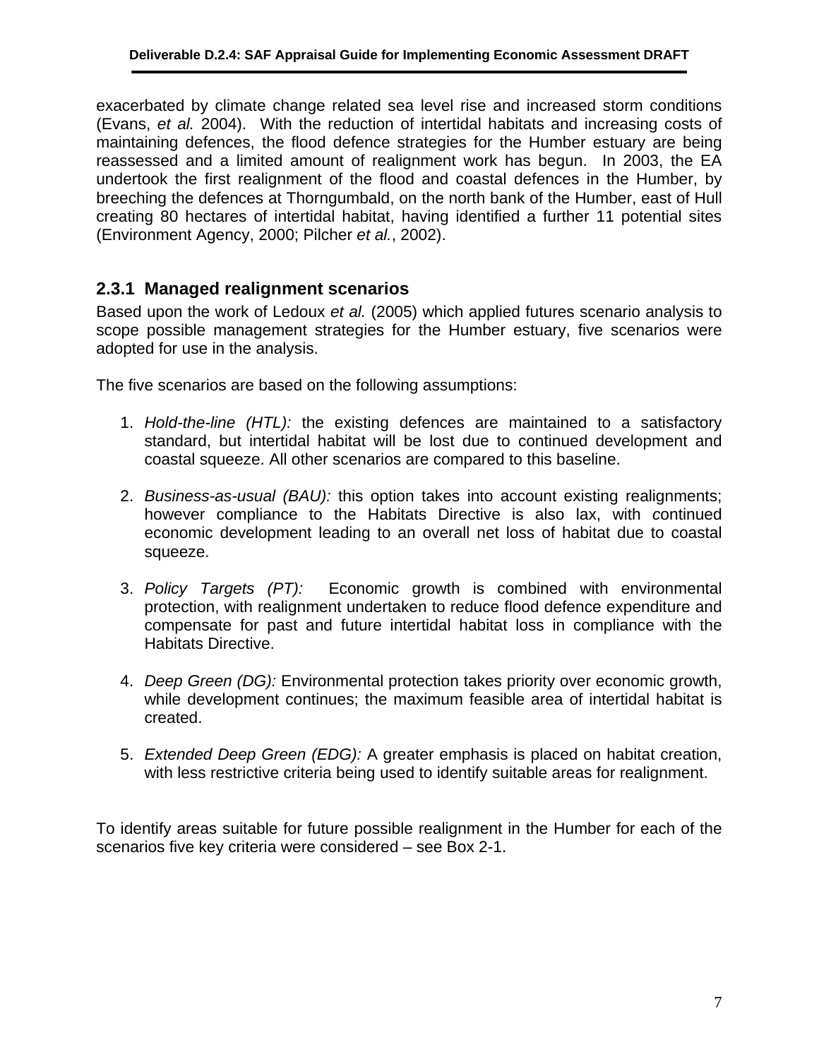exacerbated by climate change related sea level rise and increased storm conditions (Evans, *et al.* 2004). With the reduction of intertidal habitats and increasing costs of maintaining defences, the flood defence strategies for the Humber estuary are being reassessed and a limited amount of realignment work has begun. In 2003, the EA undertook the first realignment of the flood and coastal defences in the Humber, by breeching the defences at Thorngumbald, on the north bank of the Humber, east of Hull creating 80 hectares of intertidal habitat, having identified a further 11 potential sites (Environment Agency, 2000; Pilcher *et al.*, 2002).

### 2.3.1 Managed realignment scenarios

Based upon the work of Ledoux *et al.* (2005) which applied futures scenario analysis to scope possible management strategies for the Humber estuary, five scenarios were adopted for use in the analysis.

The five scenarios are based on the following assumptions:

1. *Hold-the-line (HTL):* the existing defences are maintained to a satisfactory standard, but intertidal habitat will be lost due to continued development and coastal squeeze. All other scenarios are compared to this baseline.

2. *Business-as-usual (BAU):* this option takes into account existing realignments; however compliance to the Habitats Directive is also lax, with *c*ontinued economic development leading to an overall net loss of habitat due to coastal squeeze.

3. *Policy Targets (PT):* Economic growth is combined with environmental protection, with realignment undertaken to reduce flood defence expenditure and compensate for past and future intertidal habitat loss in compliance with the Habitats Directive.

4. *Deep Green (DG):* Environmental protection takes priority over economic growth, while development continues; the maximum feasible area of intertidal habitat is created.

5. *Extended Deep Green (EDG):* A greater emphasis is placed on habitat creation, with less restrictive criteria being used to identify suitable areas for realignment.

To identify areas suitable for future possible realignment in the Humber for each of the scenarios five key criteria were considered – see Box 2-1.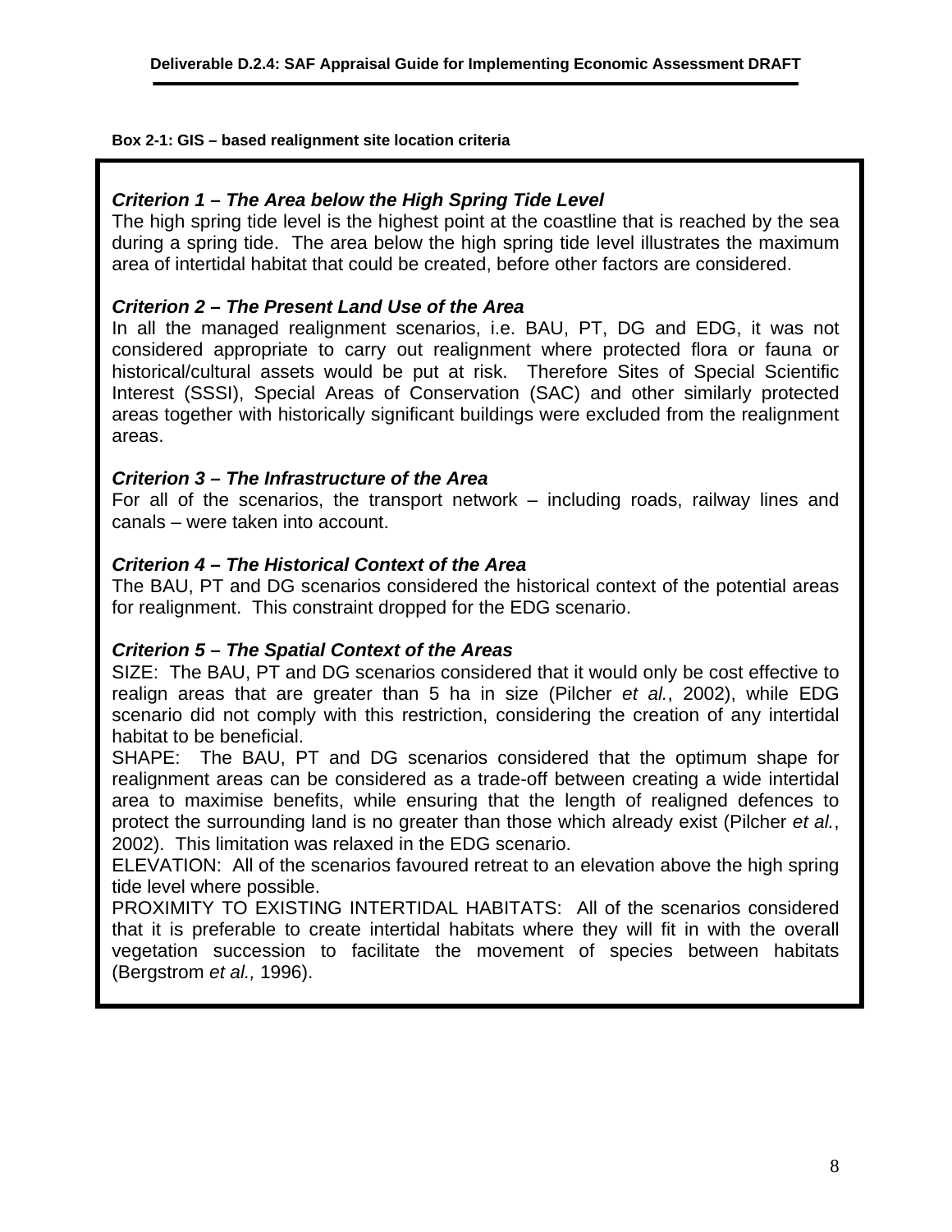**Box 2-1: GIS – based realignment site location criteria**

***Criterion 1 – The Area below the High Spring Tide Level***

The high spring tide level is the highest point at the coastline that is reached by the sea during a spring tide. The area below the high spring tide level illustrates the maximum area of intertidal habitat that could be created, before other factors are considered.

***Criterion 2 – The Present Land Use of the Area***

In all the managed realignment scenarios, i.e. BAU, PT, DG and EDG, it was not considered appropriate to carry out realignment where protected flora or fauna or historical/cultural assets would be put at risk. Therefore Sites of Special Scientific Interest (SSSI), Special Areas of Conservation (SAC) and other similarly protected areas together with historically significant buildings were excluded from the realignment areas.

***Criterion 3 – The Infrastructure of the Area***

For all of the scenarios, the transport network – including roads, railway lines and canals – were taken into account.

***Criterion 4 – The Historical Context of the Area***

The BAU, PT and DG scenarios considered the historical context of the potential areas for realignment. This constraint dropped for the EDG scenario.

***Criterion 5 – The Spatial Context of the Areas***

SIZE: The BAU, PT and DG scenarios considered that it would only be cost effective to realign areas that are greater than 5 ha in size (Pilcher *et al.*, 2002), while EDG scenario did not comply with this restriction, considering the creation of any intertidal habitat to be beneficial.

SHAPE: The BAU, PT and DG scenarios considered that the optimum shape for realignment areas can be considered as a trade-off between creating a wide intertidal area to maximise benefits, while ensuring that the length of realigned defences to protect the surrounding land is no greater than those which already exist (Pilcher *et al.*, 2002). This limitation was relaxed in the EDG scenario.

ELEVATION: All of the scenarios favoured retreat to an elevation above the high spring tide level where possible.

PROXIMITY TO EXISTING INTERTIDAL HABITATS: All of the scenarios considered that it is preferable to create intertidal habitats where they will fit in with the overall vegetation succession to facilitate the movement of species between habitats (Bergstrom *et al.,* 1996).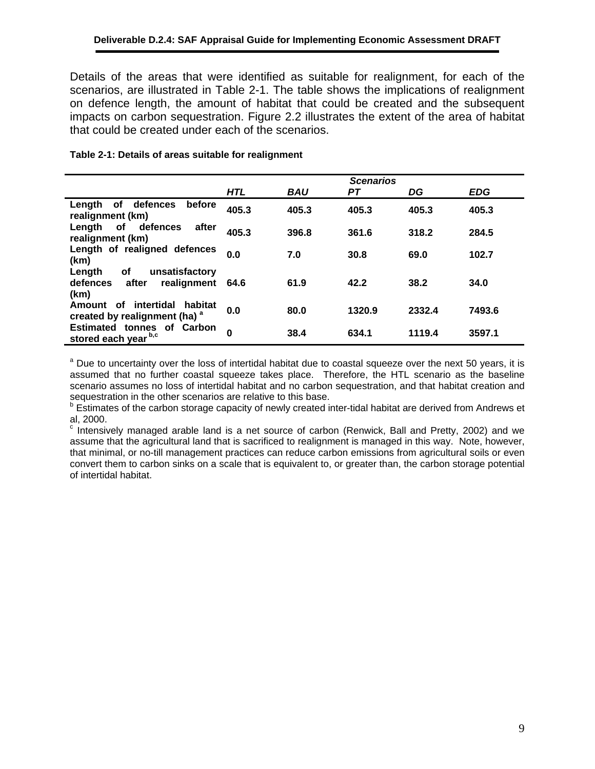Details of the areas that were identified as suitable for realignment, for each of the scenarios, are illustrated in Table 2-1. The table shows the implications of realignment on defence length, the amount of habitat that could be created and the subsequent impacts on carbon sequestration. Figure 2.2 illustrates the extent of the area of habitat that could be created under each of the scenarios.

**Table 2-1: Details of areas suitable for realignment**

| | *Scenarios* | | | | |
|---|---|---|---|---|---|
| | ***HTL*** | ***BAU*** | ***PT*** | ***DG*** | ***EDG*** |
| **Length of defences before realignment (km)** | **405.3** | **405.3** | **405.3** | **405.3** | **405.3** |
| **Length of defences after realignment (km)** | **405.3** | **396.8** | **361.6** | **318.2** | **284.5** |
| **Length of realigned defences (km)** | **0.0** | **7.0** | **30.8** | **69.0** | **102.7** |
| **Length of unsatisfactory defences after realignment (km)** | **64.6** | **61.9** | **42.2** | **38.2** | **34.0** |
| **Amount of intertidal habitat created by realignment (ha) [a]** | **0.0** | **80.0** | **1320.9** | **2332.4** | **7493.6** |
| **Estimated tonnes of Carbon stored each year [b,c]** | **0** | **38.4** | **634.1** | **1119.4** | **3597.1** |

[a] Due to uncertainty over the loss of intertidal habitat due to coastal squeeze over the next 50 years, it is assumed that no further coastal squeeze takes place. Therefore, the HTL scenario as the baseline scenario assumes no loss of intertidal habitat and no carbon sequestration, and that habitat creation and sequestration in the other scenarios are relative to this base.

[b] Estimates of the carbon storage capacity of newly created inter-tidal habitat are derived from Andrews et al, 2000.

[c] Intensively managed arable land is a net source of carbon (Renwick, Ball and Pretty, 2002) and we assume that the agricultural land that is sacrificed to realignment is managed in this way. Note, however, that minimal, or no-till management practices can reduce carbon emissions from agricultural soils or even convert them to carbon sinks on a scale that is equivalent to, or greater than, the carbon storage potential of intertidal habitat.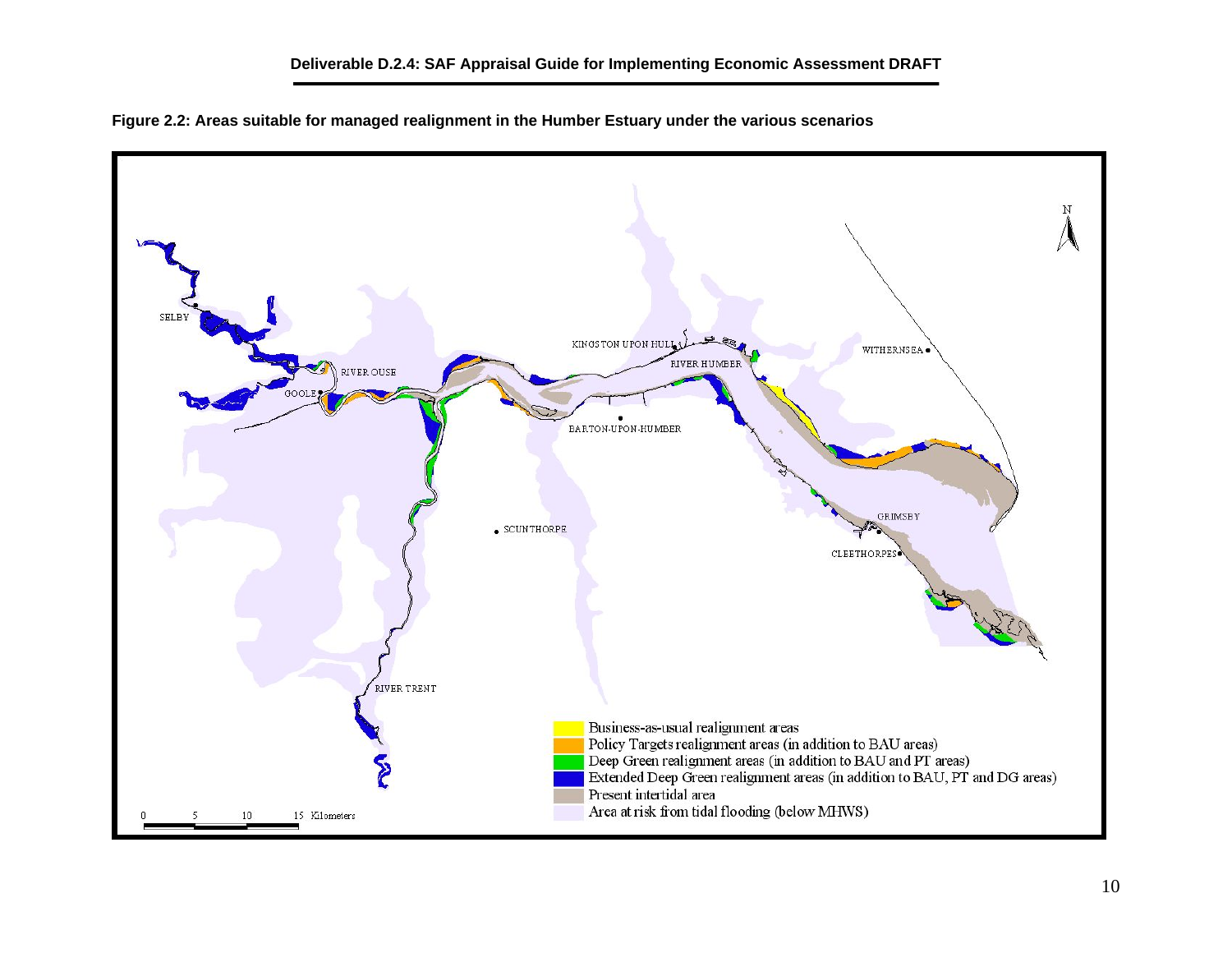**Figure 2.2: Areas suitable for managed realignment in the Humber Estuary under the various scenarios**

SELBY

RIVER OUSE

GOOLE

KINGSTON UPON HULL

RIVER HUMBER

WITHERNSEA

BARTON-UPON-HUMBER

SCUNTHORPE

GRIMSBY

CLEETHORPES

RIVER TRENT

N

Business-as-usual realignment areas

Policy Targets realignment areas (in addition to BAU areas)

Deep Green realignment areas (in addition to BAU and PT areas)

Extended Deep Green realignment areas (in addition to BAU, PT and DG areas)

Present intertidal area

Area at risk from tidal flooding (below MHWS)

0 5 10 15 Kilometers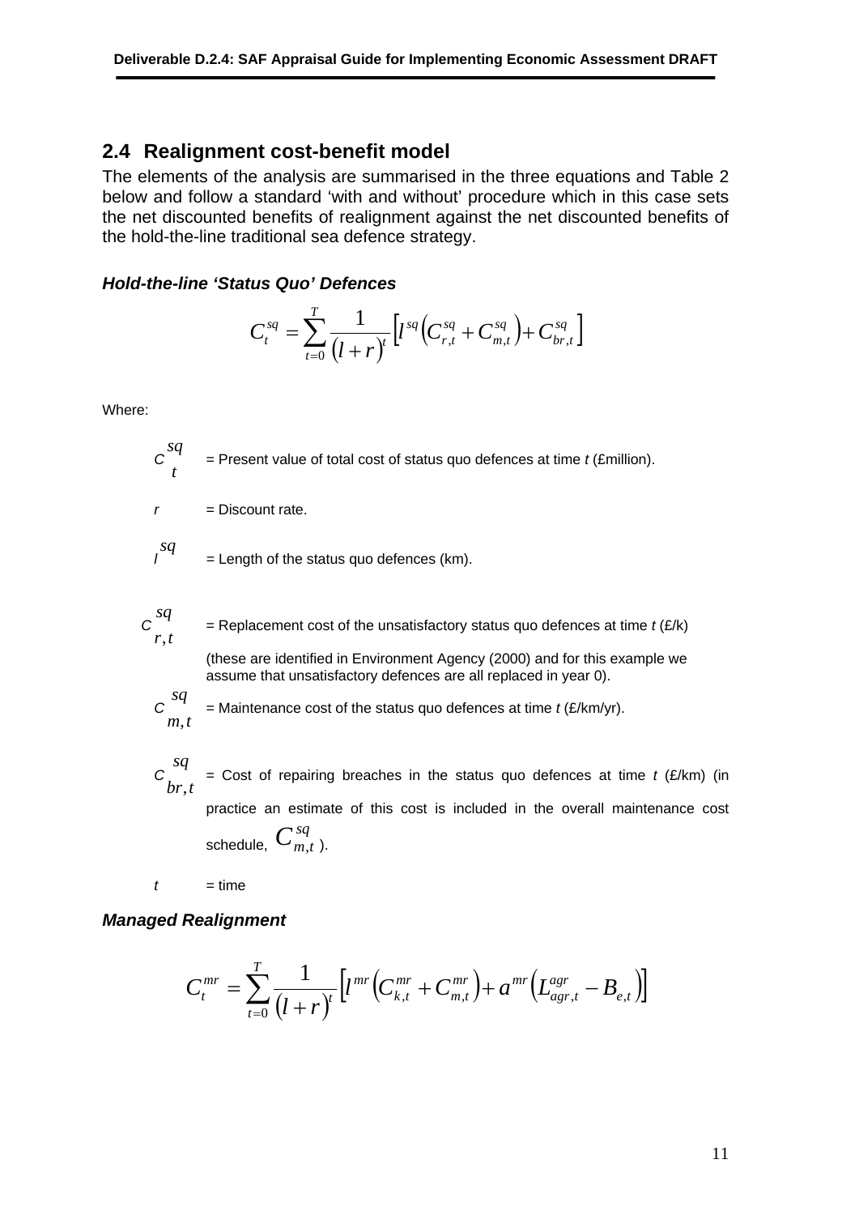## 2.4 Realignment cost-benefit model

The elements of the analysis are summarised in the three equations and Table 2 below and follow a standard 'with and without' procedure which in this case sets the net discounted benefits of realignment against the net discounted benefits of the hold-the-line traditional sea defence strategy.

### *Hold-the-line 'Status Quo' Defences*

$$C_t^{sq} = \sum_{t=0}^{T} \frac{1}{(l+r)^t} \left[ l^{sq} \left( C_{r,t}^{sq} + C_{m,t}^{sq} \right) + C_{br,t}^{sq} \right]$$

Where:

$C_t^{sq}$ = Present value of total cost of status quo defences at time *t* (£million).

$r$ = Discount rate.

$l^{sq}$ = Length of the status quo defences (km).

$C_{r,t}^{sq}$ = Replacement cost of the unsatisfactory status quo defences at time *t* (£/k) (these are identified in Environment Agency (2000) and for this example we assume that unsatisfactory defences are all replaced in year 0).

$C_{m,t}^{sq}$ = Maintenance cost of the status quo defences at time *t* (£/km/yr).

$C_{br,t}^{sq}$ = Cost of repairing breaches in the status quo defences at time *t* (£/km) (in practice an estimate of this cost is included in the overall maintenance cost schedule, $C_{m,t}^{sq}$ ).

$t$ = time

### *Managed Realignment*

$$C_t^{mr} = \sum_{t=0}^{T} \frac{1}{(l+r)^t} \left[ l^{mr} \left( C_{k,t}^{mr} + C_{m,t}^{mr} \right) + a^{mr} \left( L_{agr,t}^{agr} - B_{e,t} \right) \right]$$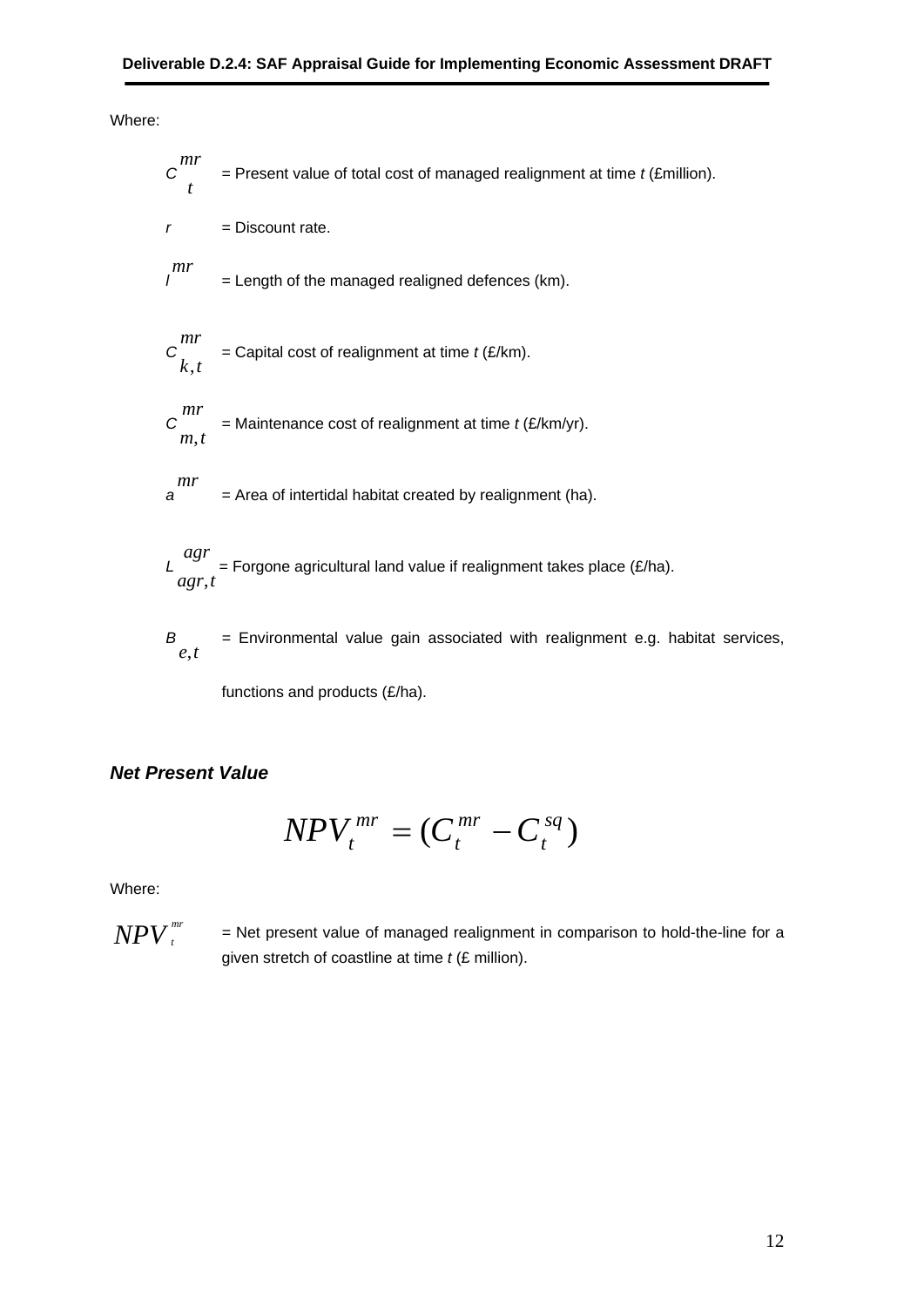Where:

$C_t^{mr}$ = Present value of total cost of managed realignment at time *t* (£million).

$r$ = Discount rate.

$l^{mr}$ = Length of the managed realigned defences (km).

$C_{k,t}^{mr}$ = Capital cost of realignment at time *t* (£/km).

$C_{m,t}^{mr}$ = Maintenance cost of realignment at time *t* (£/km/yr).

$a^{mr}$ = Area of intertidal habitat created by realignment (ha).

$L_{agr,t}^{agr}$ = Forgone agricultural land value if realignment takes place (£/ha).

$B_{e,t}$ = Environmental value gain associated with realignment e.g. habitat services, functions and products (£/ha).

***Net Present Value***

$$NPV_t^{mr} = (C_t^{mr} - C_t^{sq})$$

Where:

$NPV_t^{mr}$ = Net present value of managed realignment in comparison to hold-the-line for a given stretch of coastline at time *t* (£ million).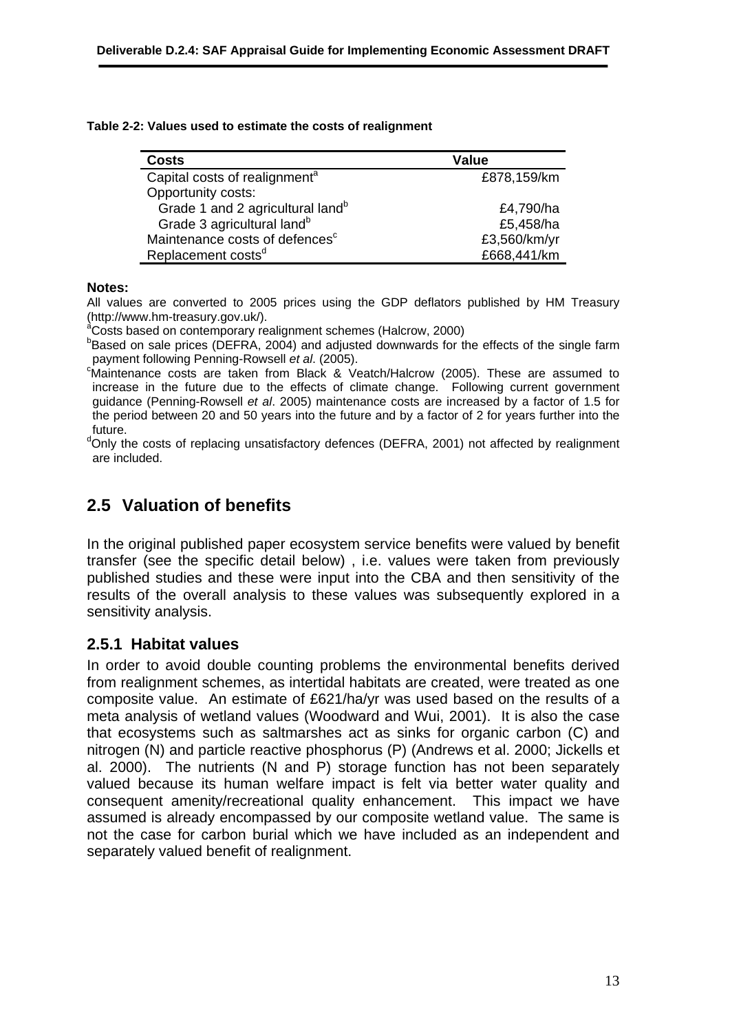**Table 2-2: Values used to estimate the costs of realignment**

| Costs | Value |
|---|---|
| Capital costs of realignment[a] | £878,159/km |
| Opportunity costs: | |
| Grade 1 and 2 agricultural land[b] | £4,790/ha |
| Grade 3 agricultural land[b] | £5,458/ha |
| Maintenance costs of defences[c] | £3,560/km/yr |
| Replacement costs[d] | £668,441/km |

**Notes:**

All values are converted to 2005 prices using the GDP deflators published by HM Treasury (http://www.hm-treasury.gov.uk/).

[a]Costs based on contemporary realignment schemes (Halcrow, 2000)

[b]Based on sale prices (DEFRA, 2004) and adjusted downwards for the effects of the single farm payment following Penning-Rowsell *et al*. (2005).

[c]Maintenance costs are taken from Black & Veatch/Halcrow (2005). These are assumed to increase in the future due to the effects of climate change. Following current government guidance (Penning-Rowsell *et al*. 2005) maintenance costs are increased by a factor of 1.5 for the period between 20 and 50 years into the future and by a factor of 2 for years further into the future.

[d]Only the costs of replacing unsatisfactory defences (DEFRA, 2001) not affected by realignment are included.

## 2.5 Valuation of benefits

In the original published paper ecosystem service benefits were valued by benefit transfer (see the specific detail below) , i.e. values were taken from previously published studies and these were input into the CBA and then sensitivity of the results of the overall analysis to these values was subsequently explored in a sensitivity analysis.

### 2.5.1 Habitat values

In order to avoid double counting problems the environmental benefits derived from realignment schemes, as intertidal habitats are created, were treated as one composite value. An estimate of £621/ha/yr was used based on the results of a meta analysis of wetland values (Woodward and Wui, 2001). It is also the case that ecosystems such as saltmarshes act as sinks for organic carbon (C) and nitrogen (N) and particle reactive phosphorus (P) (Andrews et al. 2000; Jickells et al. 2000). The nutrients (N and P) storage function has not been separately valued because its human welfare impact is felt via better water quality and consequent amenity/recreational quality enhancement. This impact we have assumed is already encompassed by our composite wetland value. The same is not the case for carbon burial which we have included as an independent and separately valued benefit of realignment.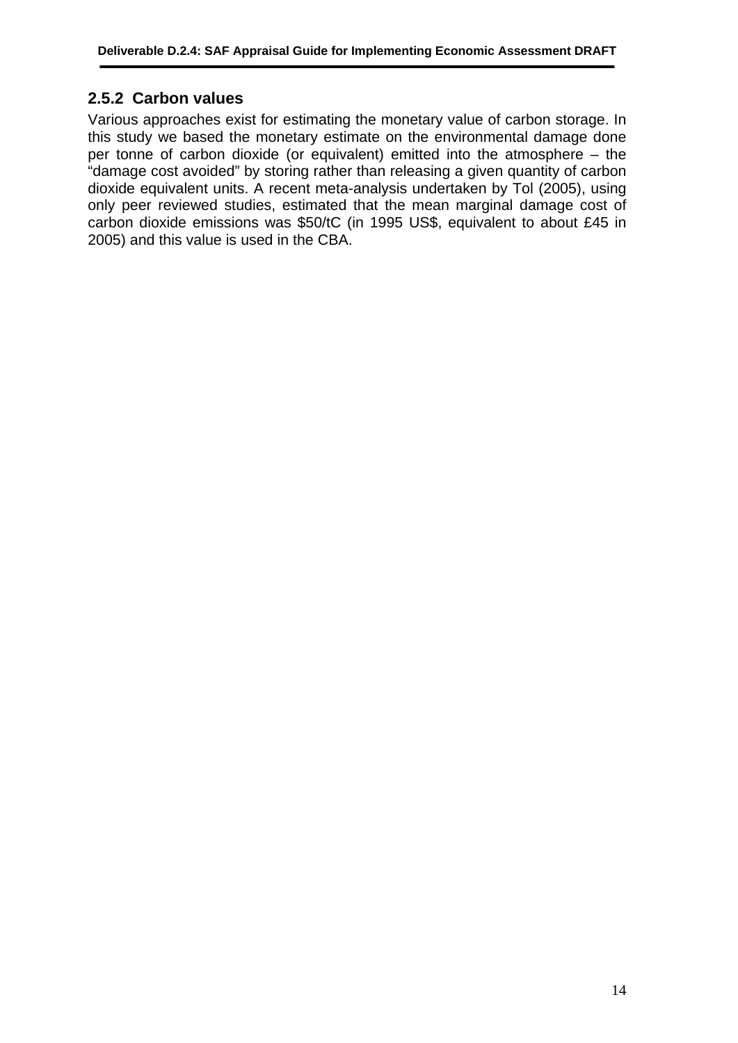### 2.5.2 Carbon values

Various approaches exist for estimating the monetary value of carbon storage. In this study we based the monetary estimate on the environmental damage done per tonne of carbon dioxide (or equivalent) emitted into the atmosphere – the "damage cost avoided" by storing rather than releasing a given quantity of carbon dioxide equivalent units. A recent meta-analysis undertaken by Tol (2005), using only peer reviewed studies, estimated that the mean marginal damage cost of carbon dioxide emissions was $50/tC (in 1995 US$, equivalent to about £45 in 2005) and this value is used in the CBA.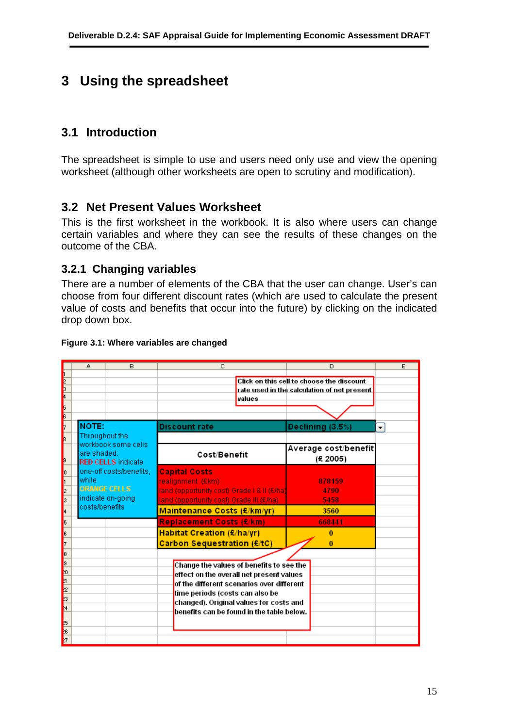# 3 Using the spreadsheet

## 3.1 Introduction

The spreadsheet is simple to use and users need only use and view the opening worksheet (although other worksheets are open to scrutiny and modification).

## 3.2 Net Present Values Worksheet

This is the first worksheet in the workbook. It is also where users can change certain variables and where they can see the results of these changes on the outcome of the CBA.

### 3.2.1 Changing variables

There are a number of elements of the CBA that the user can change. User's can choose from four different discount rates (which are used to calculate the present value of costs and benefits that occur into the future) by clicking on the indicated drop down box.

**Figure 3.1: Where variables are changed**

| Cost/Benefit | Average cost/benefit (£ 2005) |
|---|---|
| Discount rate | Declining (3.5%) |
| **Capital Costs** | |
| realignment (£km) | 878159 |
| land (opportunity cost) Grade I & II (£/ha) | 4790 |
| land (opportunity cost) Grade III (£/ha) | 5458 |
| **Maintenance Costs (£/km/yr)** | 3560 |
| **Replacement Costs (£/km)** | 668441 |
| **Habitat Creation (£/ha/yr)** | 0 |
| **Carbon Sequestration (£/tC)** | 0 |

NOTE: Throughout the workbook some cells are shaded: RED CELLS indicate one-off costs/benefits, while ORANGE CELLS indicate on-going costs/benefits

Click on this cell to choose the discount rate used in the calculation of net present values

Change the values of benefits to see the effect on the overall net present values of the different scenarios over different time periods (costs can also be changed). Original values for costs and benefits can be found in the table below.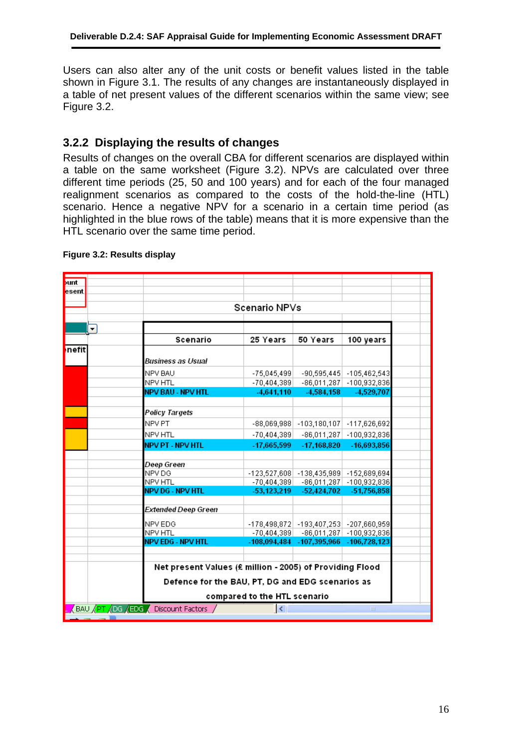Users can also alter any of the unit costs or benefit values listed in the table shown in Figure 3.1. The results of any changes are instantaneously displayed in a table of net present values of the different scenarios within the same view; see Figure 3.2.

### 3.2.2 Displaying the results of changes

Results of changes on the overall CBA for different scenarios are displayed within a table on the same worksheet (Figure 3.2). NPVs are calculated over three different time periods (25, 50 and 100 years) and for each of the four managed realignment scenarios as compared to the costs of the hold-the-line (HTL) scenario. Hence a negative NPV for a scenario in a certain time period (as highlighted in the blue rows of the table) means that it is more expensive than the HTL scenario over the same time period.

**Figure 3.2: Results display**

Scenario NPVs

| Scenario | 25 Years | 50 Years | 100 years |
|---|---|---|---|
| *Business as Usual* | | | |
| NPV BAU | -75,045,499 | -90,595,445 | -105,462,543 |
| NPV HTL | -70,404,389 | -86,011,287 | -100,932,836 |
| **NPV BAU - NPV HTL** | **-4,641,110** | **-4,584,158** | **-4,529,707** |
| *Policy Targets* | | | |
| NPV PT | -88,069,988 | -103,180,107 | -117,626,692 |
| NPV HTL | -70,404,389 | -86,011,287 | -100,932,836 |
| **NPV PT - NPV HTL** | **-17,665,599** | **-17,168,820** | **-16,693,856** |
| *Deep Green* | | | |
| NPV DG | -123,527,608 | -138,435,989 | -152,689,694 |
| NPV HTL | -70,404,389 | -86,011,287 | -100,932,836 |
| **NPV DG - NPV HTL** | **-53,123,219** | **-52,424,702** | **-51,756,858** |
| *Extended Deep Green* | | | |
| NPV EDG | -178,498,872 | -193,407,253 | -207,660,959 |
| NPV HTL | -70,404,389 | -86,011,287 | -100,932,836 |
| **NPV EDG - NPV HTL** | **-108,094,484** | **-107,395,966** | **-106,728,123** |

Net present Values (£ million - 2005) of Providing Flood Defence for the BAU, PT, DG and EDG scenarios as compared to the HTL scenario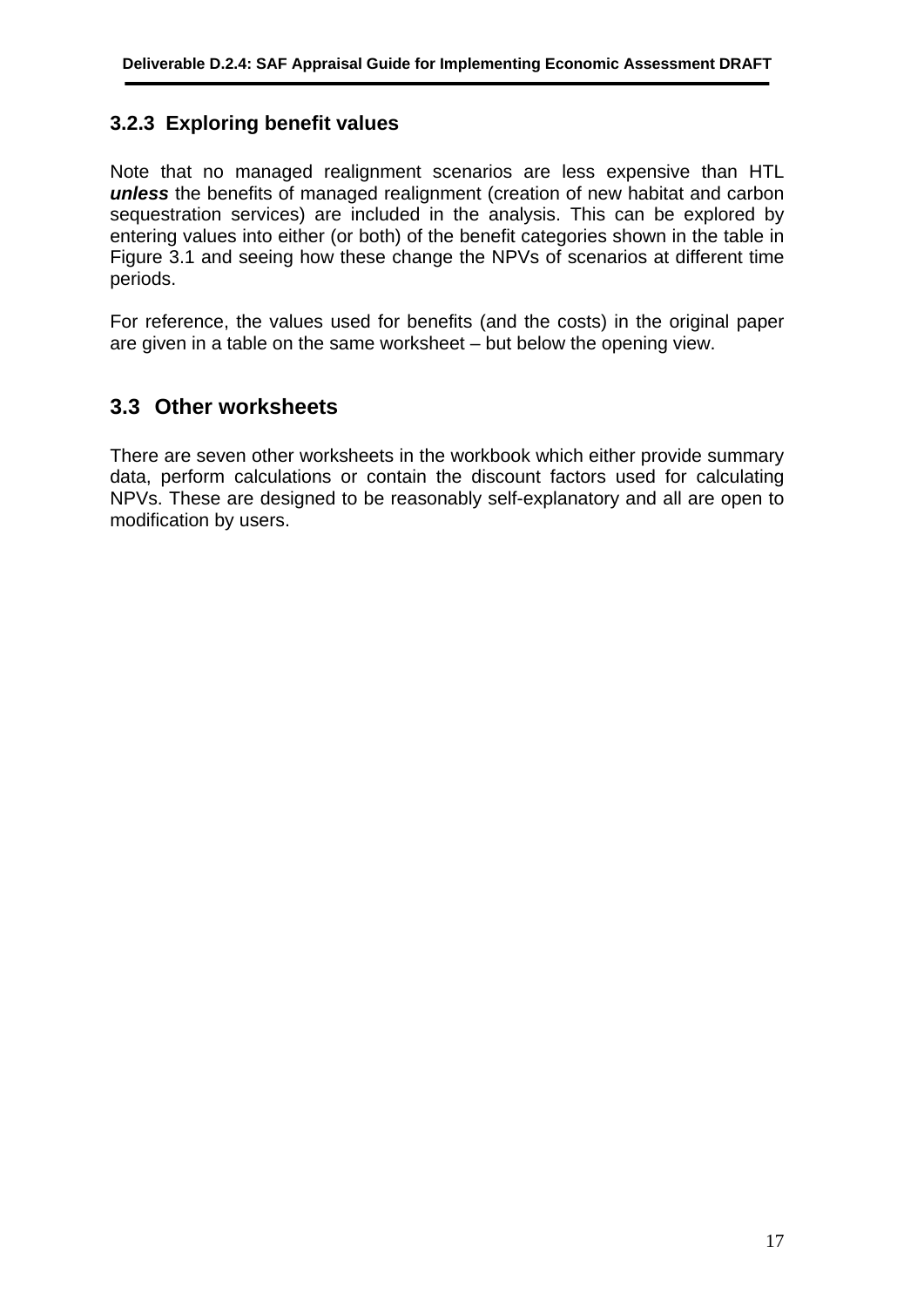### 3.2.3 Exploring benefit values

Note that no managed realignment scenarios are less expensive than HTL ***unless*** the benefits of managed realignment (creation of new habitat and carbon sequestration services) are included in the analysis. This can be explored by entering values into either (or both) of the benefit categories shown in the table in Figure 3.1 and seeing how these change the NPVs of scenarios at different time periods.

For reference, the values used for benefits (and the costs) in the original paper are given in a table on the same worksheet – but below the opening view.

## 3.3 Other worksheets

There are seven other worksheets in the workbook which either provide summary data, perform calculations or contain the discount factors used for calculating NPVs. These are designed to be reasonably self-explanatory and all are open to modification by users.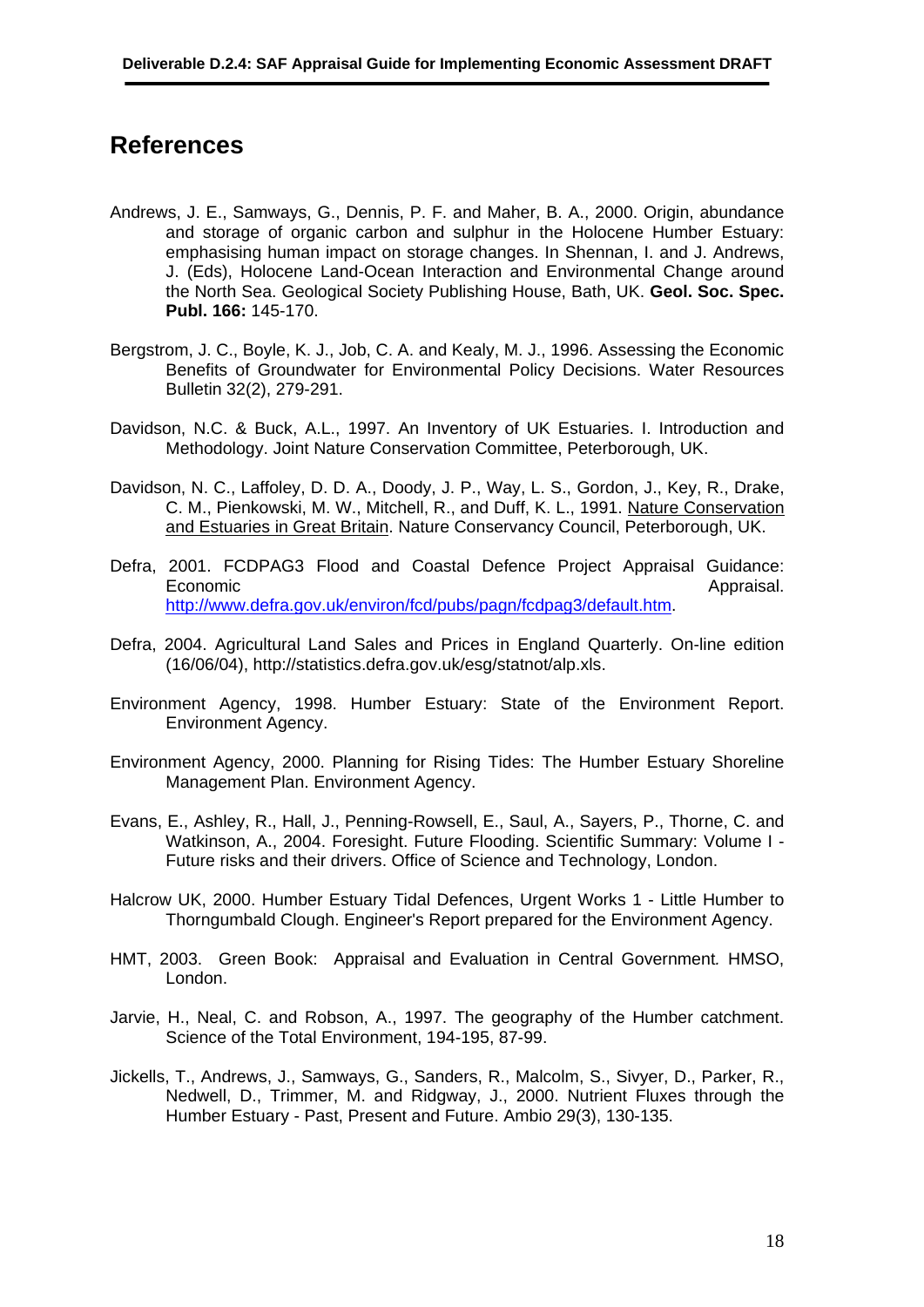# References

Andrews, J. E., Samways, G., Dennis, P. F. and Maher, B. A., 2000. Origin, abundance and storage of organic carbon and sulphur in the Holocene Humber Estuary: emphasising human impact on storage changes. In Shennan, I. and J. Andrews, J. (Eds), Holocene Land-Ocean Interaction and Environmental Change around the North Sea. Geological Society Publishing House, Bath, UK. **Geol. Soc. Spec. Publ. 166:** 145-170.

Bergstrom, J. C., Boyle, K. J., Job, C. A. and Kealy, M. J., 1996. Assessing the Economic Benefits of Groundwater for Environmental Policy Decisions. Water Resources Bulletin 32(2), 279-291.

Davidson, N.C. & Buck, A.L., 1997. An Inventory of UK Estuaries. I. Introduction and Methodology. Joint Nature Conservation Committee, Peterborough, UK.

Davidson, N. C., Laffoley, D. D. A., Doody, J. P., Way, L. S., Gordon, J., Key, R., Drake, C. M., Pienkowski, M. W., Mitchell, R., and Duff, K. L., 1991. Nature Conservation and Estuaries in Great Britain. Nature Conservancy Council, Peterborough, UK.

Defra, 2001. FCDPAG3 Flood and Coastal Defence Project Appraisal Guidance: Economic Appraisal. http://www.defra.gov.uk/environ/fcd/pubs/pagn/fcdpag3/default.htm.

Defra, 2004. Agricultural Land Sales and Prices in England Quarterly. On-line edition (16/06/04), http://statistics.defra.gov.uk/esg/statnot/alp.xls.

Environment Agency, 1998. Humber Estuary: State of the Environment Report. Environment Agency.

Environment Agency, 2000. Planning for Rising Tides: The Humber Estuary Shoreline Management Plan. Environment Agency.

Evans, E., Ashley, R., Hall, J., Penning-Rowsell, E., Saul, A., Sayers, P., Thorne, C. and Watkinson, A., 2004. Foresight. Future Flooding. Scientific Summary: Volume I - Future risks and their drivers. Office of Science and Technology, London.

Halcrow UK, 2000. Humber Estuary Tidal Defences, Urgent Works 1 - Little Humber to Thorngumbald Clough. Engineer's Report prepared for the Environment Agency.

HMT, 2003. Green Book: Appraisal and Evaluation in Central Government*.* HMSO, London.

Jarvie, H., Neal, C. and Robson, A., 1997. The geography of the Humber catchment. Science of the Total Environment, 194-195, 87-99.

Jickells, T., Andrews, J., Samways, G., Sanders, R., Malcolm, S., Sivyer, D., Parker, R., Nedwell, D., Trimmer, M. and Ridgway, J., 2000. Nutrient Fluxes through the Humber Estuary - Past, Present and Future. Ambio 29(3), 130-135.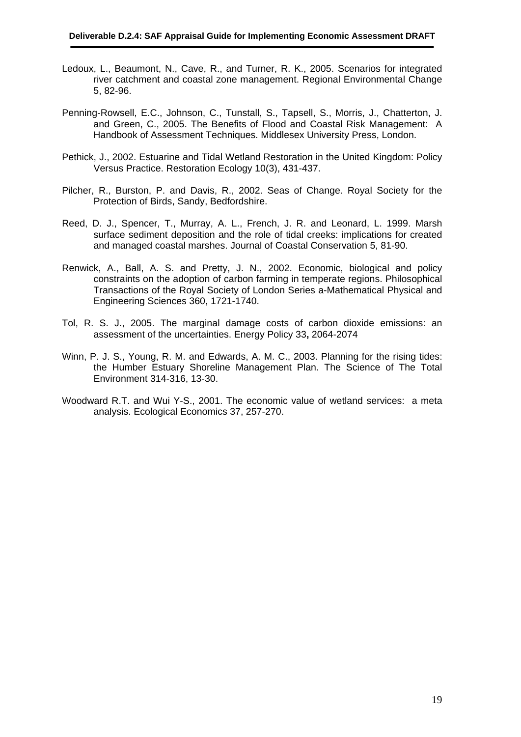Ledoux, L., Beaumont, N., Cave, R., and Turner, R. K., 2005. Scenarios for integrated river catchment and coastal zone management. Regional Environmental Change 5, 82-96.

Penning-Rowsell, E.C., Johnson, C., Tunstall, S., Tapsell, S., Morris, J., Chatterton, J. and Green, C., 2005. The Benefits of Flood and Coastal Risk Management: A Handbook of Assessment Techniques. Middlesex University Press, London.

Pethick, J., 2002. Estuarine and Tidal Wetland Restoration in the United Kingdom: Policy Versus Practice. Restoration Ecology 10(3), 431-437.

Pilcher, R., Burston, P. and Davis, R., 2002. Seas of Change. Royal Society for the Protection of Birds, Sandy, Bedfordshire.

Reed, D. J., Spencer, T., Murray, A. L., French, J. R. and Leonard, L. 1999. Marsh surface sediment deposition and the role of tidal creeks: implications for created and managed coastal marshes. Journal of Coastal Conservation 5, 81-90.

Renwick, A., Ball, A. S. and Pretty, J. N., 2002. Economic, biological and policy constraints on the adoption of carbon farming in temperate regions. Philosophical Transactions of the Royal Society of London Series a-Mathematical Physical and Engineering Sciences 360, 1721-1740.

Tol, R. S. J., 2005. The marginal damage costs of carbon dioxide emissions: an assessment of the uncertainties. Energy Policy 33**,** 2064-2074

Winn, P. J. S., Young, R. M. and Edwards, A. M. C., 2003. Planning for the rising tides: the Humber Estuary Shoreline Management Plan. The Science of The Total Environment 314-316, 13-30.

Woodward R.T. and Wui Y-S., 2001. The economic value of wetland services: a meta analysis. Ecological Economics 37, 257-270.